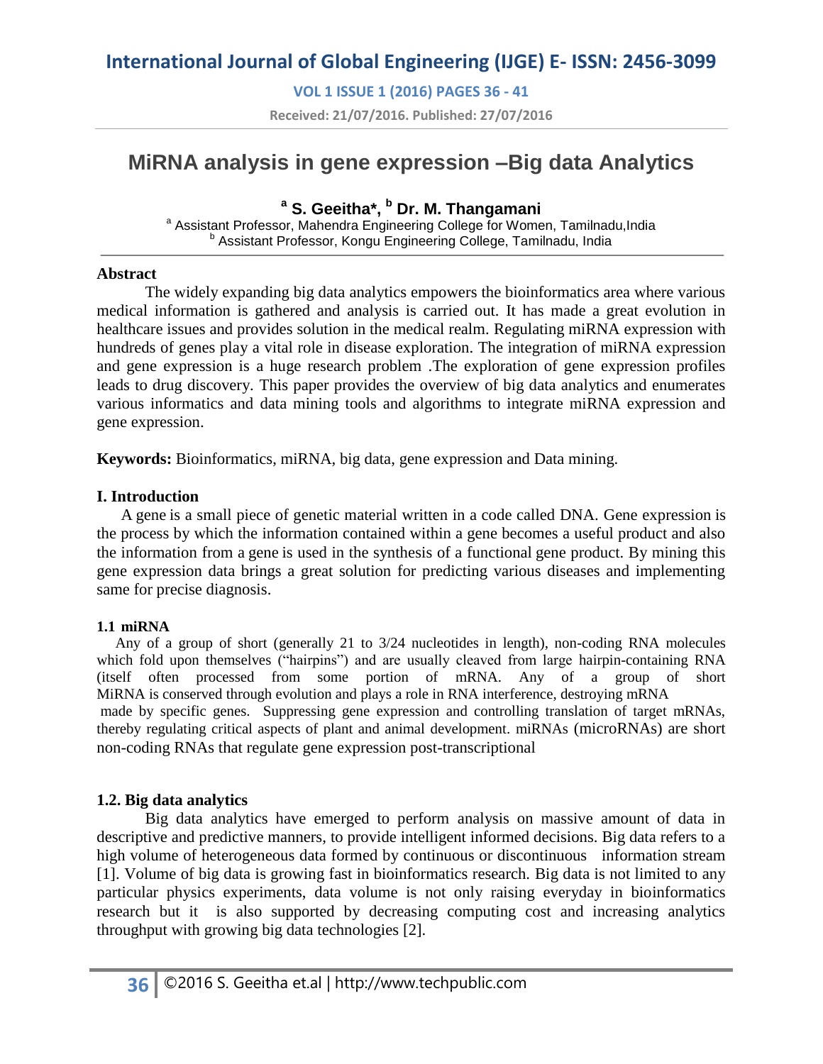# MiRNA analysis in gene expression –Big data Analytics

**[a] S. Geeitha\*, [b] Dr. M. Thangamani**

[a] Assistant Professor, Mahendra Engineering College for Women, Tamilnadu,India
[b] Assistant Professor, Kongu Engineering College, Tamilnadu, India

---

**Abstract**

The widely expanding big data analytics empowers the bioinformatics area where various medical information is gathered and analysis is carried out. It has made a great evolution in healthcare issues and provides solution in the medical realm. Regulating miRNA expression with hundreds of genes play a vital role in disease exploration. The integration of miRNA expression and gene expression is a huge research problem .The exploration of gene expression profiles leads to drug discovery. This paper provides the overview of big data analytics and enumerates various informatics and data mining tools and algorithms to integrate miRNA expression and gene expression.

**Keywords:** Bioinformatics, miRNA, big data, gene expression and Data mining.

## I. Introduction

A gene is a small piece of genetic material written in a code called DNA. Gene expression is the process by which the information contained within a gene becomes a useful product and also the information from a gene is used in the synthesis of a functional gene product. By mining this gene expression data brings a great solution for predicting various diseases and implementing same for precise diagnosis.

### 1.1 miRNA

Any of a group of short (generally 21 to 3/24 nucleotides in length), non-coding RNA molecules which fold upon themselves ("hairpins") and are usually cleaved from large hairpin-containing RNA (itself often processed from some portion of mRNA. Any of a group of short MiRNA is conserved through evolution and plays a role in RNA interference, destroying mRNA made by specific genes. Suppressing gene expression and controlling translation of target mRNAs, thereby regulating critical aspects of plant and animal development. miRNAs (microRNAs) are short non-coding RNAs that regulate gene expression post-transcriptional

### 1.2. Big data analytics

Big data analytics have emerged to perform analysis on massive amount of data in descriptive and predictive manners, to provide intelligent informed decisions. Big data refers to a high volume of heterogeneous data formed by continuous or discontinuous information stream [1]. Volume of big data is growing fast in bioinformatics research. Big data is not limited to any particular physics experiments, data volume is not only raising everyday in bioinformatics research but it is also supported by decreasing computing cost and increasing analytics throughput with growing big data technologies [2].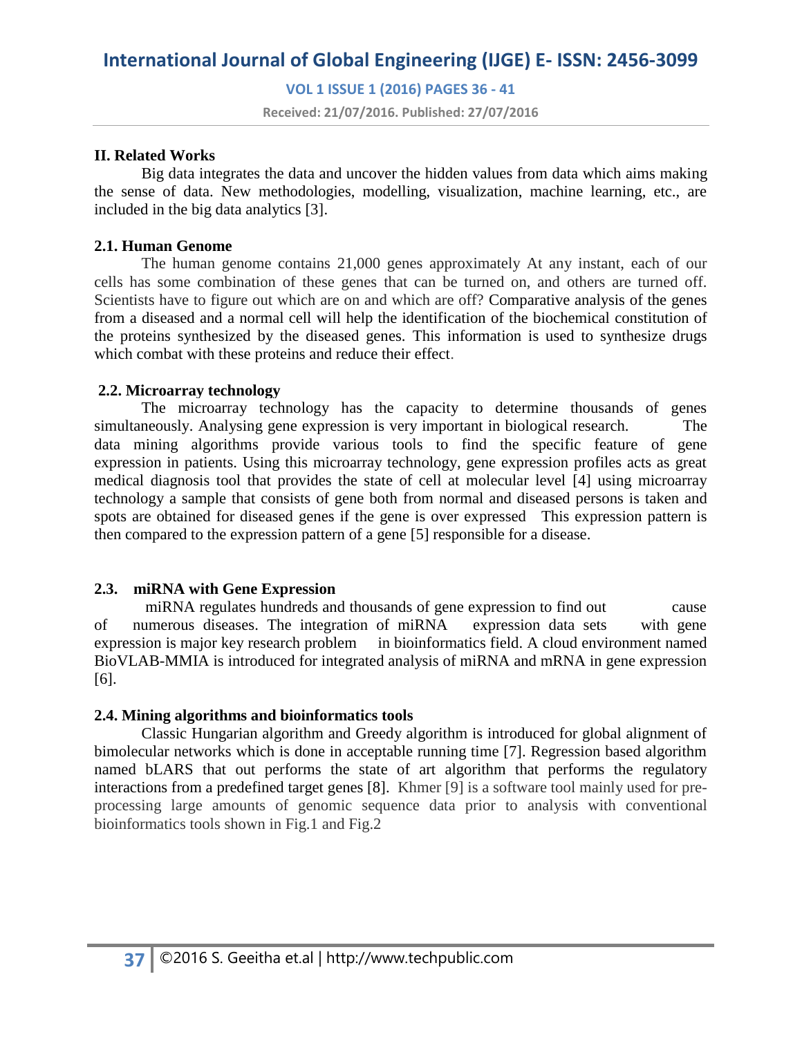## II. Related Works

Big data integrates the data and uncover the hidden values from data which aims making the sense of data. New methodologies, modelling, visualization, machine learning, etc., are included in the big data analytics [3].

### 2.1. Human Genome

The human genome contains 21,000 genes approximately At any instant, each of our cells has some combination of these genes that can be turned on, and others are turned off. Scientists have to figure out which are on and which are off? Comparative analysis of the genes from a diseased and a normal cell will help the identification of the biochemical constitution of the proteins synthesized by the diseased genes. This information is used to synthesize drugs which combat with these proteins and reduce their effect.

### 2.2. Microarray technology

The microarray technology has the capacity to determine thousands of genes simultaneously. Analysing gene expression is very important in biological research. The data mining algorithms provide various tools to find the specific feature of gene expression in patients. Using this microarray technology, gene expression profiles acts as great medical diagnosis tool that provides the state of cell at molecular level [4] using microarray technology a sample that consists of gene both from normal and diseased persons is taken and spots are obtained for diseased genes if the gene is over expressed This expression pattern is then compared to the expression pattern of a gene [5] responsible for a disease.

### 2.3. miRNA with Gene Expression

miRNA regulates hundreds and thousands of gene expression to find out cause of numerous diseases. The integration of miRNA expression data sets with gene expression is major key research problem in bioinformatics field. A cloud environment named BioVLAB-MMIA is introduced for integrated analysis of miRNA and mRNA in gene expression [6].

### 2.4. Mining algorithms and bioinformatics tools

Classic Hungarian algorithm and Greedy algorithm is introduced for global alignment of bimolecular networks which is done in acceptable running time [7]. Regression based algorithm named bLARS that out performs the state of art algorithm that performs the regulatory interactions from a predefined target genes [8]. Khmer [9] is a software tool mainly used for pre-processing large amounts of genomic sequence data prior to analysis with conventional bioinformatics tools shown in Fig.1 and Fig.2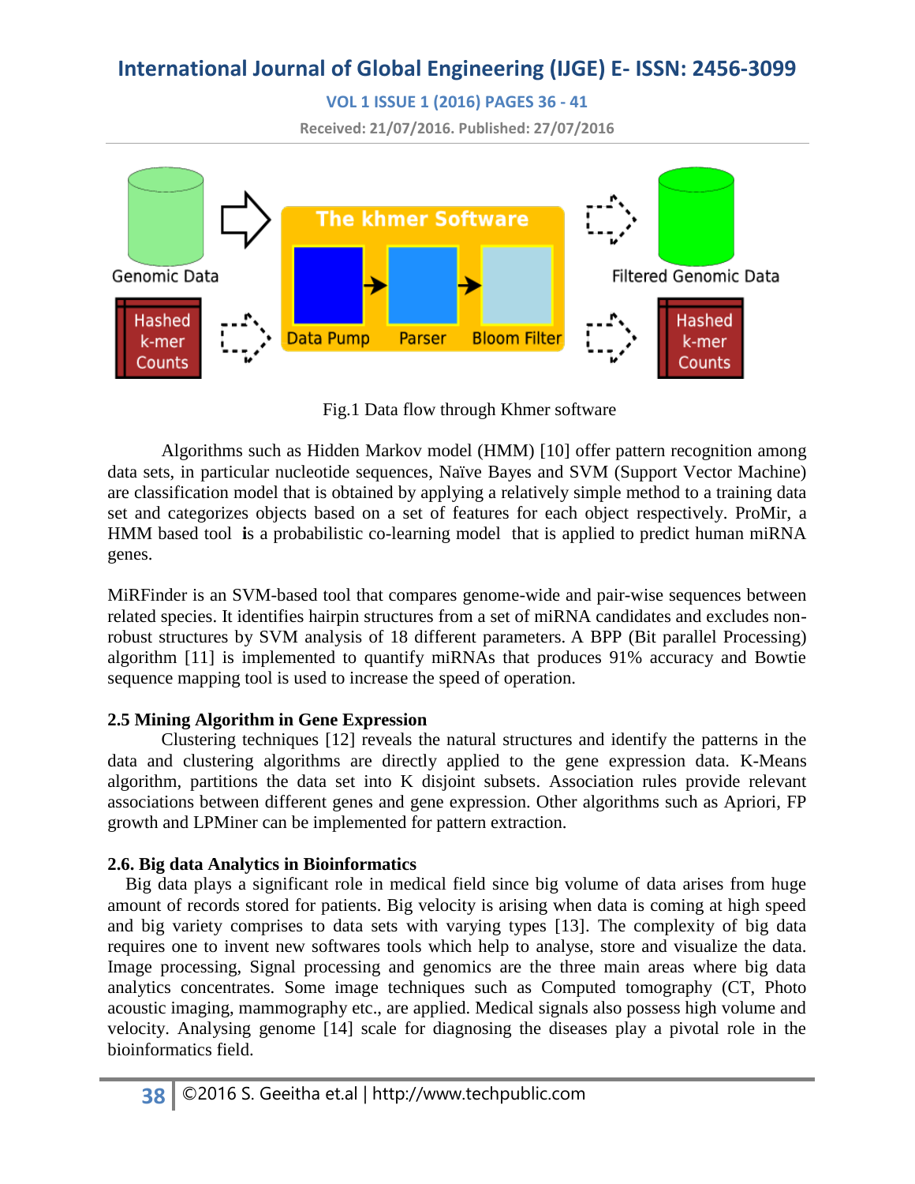Fig.1 Data flow through Khmer software

Algorithms such as Hidden Markov model (HMM) [10] offer pattern recognition among data sets, in particular nucleotide sequences, Naïve Bayes and SVM (Support Vector Machine) are classification model that is obtained by applying a relatively simple method to a training data set and categorizes objects based on a set of features for each object respectively. ProMir, a HMM based tool **i**s a probabilistic co-learning model that is applied to predict human miRNA genes.

MiRFinder is an SVM-based tool that compares genome-wide and pair-wise sequences between related species. It identifies hairpin structures from a set of miRNA candidates and excludes non-robust structures by SVM analysis of 18 different parameters. A BPP (Bit parallel Processing) algorithm [11] is implemented to quantify miRNAs that produces 91% accuracy and Bowtie sequence mapping tool is used to increase the speed of operation.

### 2.5 Mining Algorithm in Gene Expression

Clustering techniques [12] reveals the natural structures and identify the patterns in the data and clustering algorithms are directly applied to the gene expression data. K-Means algorithm, partitions the data set into K disjoint subsets. Association rules provide relevant associations between different genes and gene expression. Other algorithms such as Apriori, FP growth and LPMiner can be implemented for pattern extraction.

### 2.6. Big data Analytics in Bioinformatics

Big data plays a significant role in medical field since big volume of data arises from huge amount of records stored for patients. Big velocity is arising when data is coming at high speed and big variety comprises to data sets with varying types [13]. The complexity of big data requires one to invent new softwares tools which help to analyse, store and visualize the data. Image processing, Signal processing and genomics are the three main areas where big data analytics concentrates. Some image techniques such as Computed tomography (CT, Photo acoustic imaging, mammography etc., are applied. Medical signals also possess high volume and velocity. Analysing genome [14] scale for diagnosing the diseases play a pivotal role in the bioinformatics field.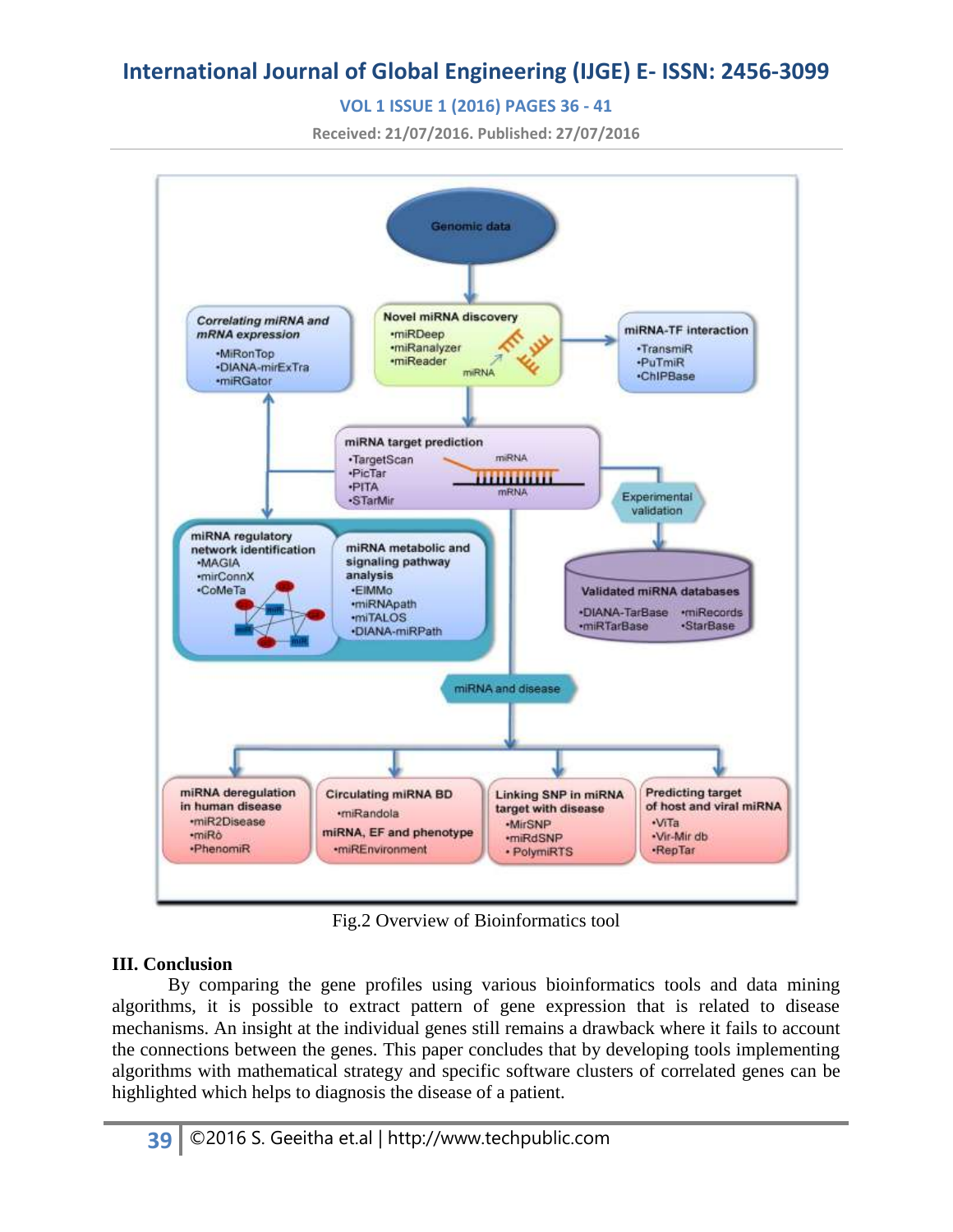Fig.2 Overview of Bioinformatics tool

## III. Conclusion

By comparing the gene profiles using various bioinformatics tools and data mining algorithms, it is possible to extract pattern of gene expression that is related to disease mechanisms. An insight at the individual genes still remains a drawback where it fails to account the connections between the genes. This paper concludes that by developing tools implementing algorithms with mathematical strategy and specific software clusters of correlated genes can be highlighted which helps to diagnosis the disease of a patient.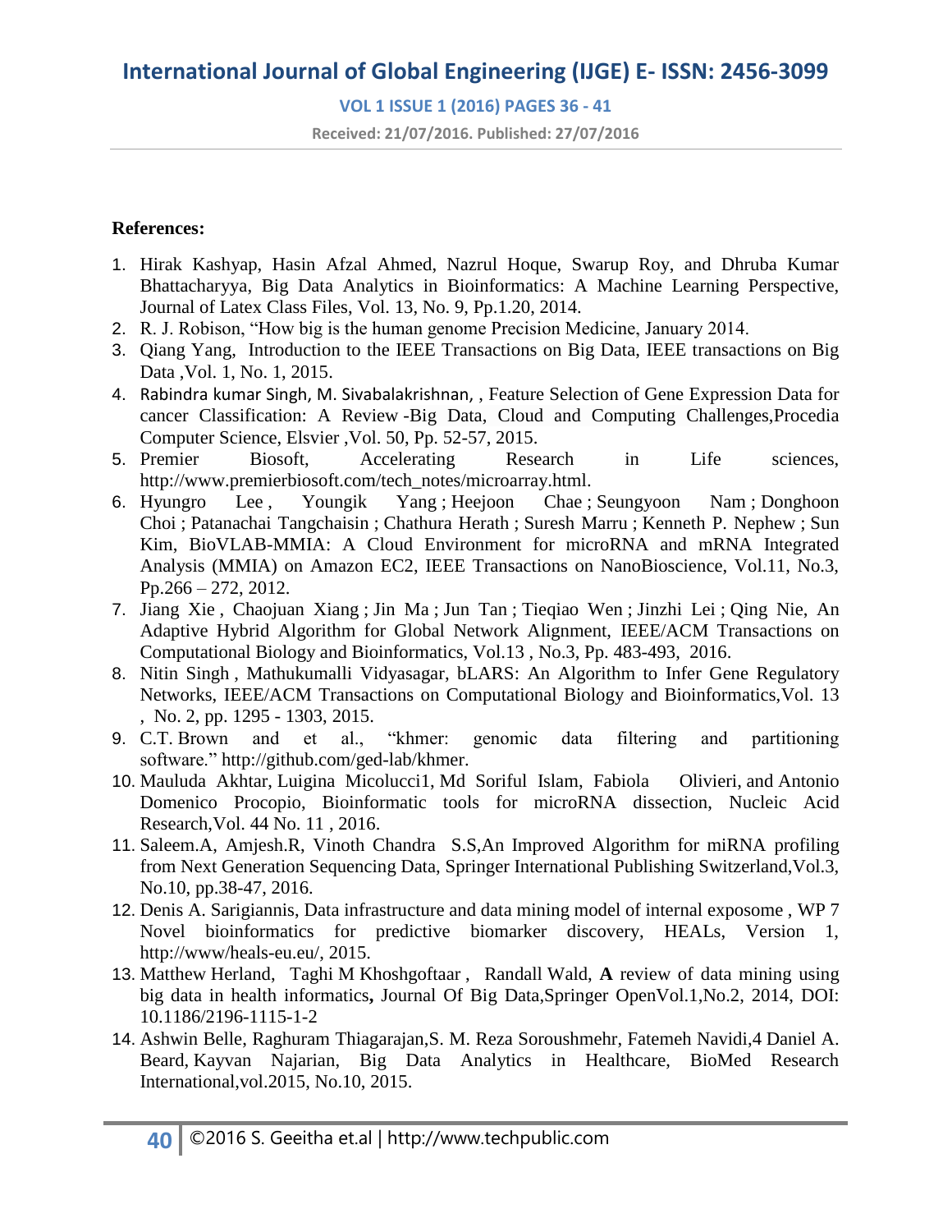**References:**

1. Hirak Kashyap, Hasin Afzal Ahmed, Nazrul Hoque, Swarup Roy, and Dhruba Kumar Bhattacharyya, Big Data Analytics in Bioinformatics: A Machine Learning Perspective, Journal of Latex Class Files, Vol. 13, No. 9, Pp.1.20, 2014.
2. R. J. Robison, "How big is the human genome Precision Medicine, January 2014.
3. Qiang Yang, Introduction to the IEEE Transactions on Big Data, IEEE transactions on Big Data ,Vol. 1, No. 1, 2015.
4. Rabindra kumar Singh, M. Sivabalakrishnan, , Feature Selection of Gene Expression Data for cancer Classification: A Review -Big Data, Cloud and Computing Challenges,Procedia Computer Science, Elsvier ,Vol. 50, Pp. 52-57, 2015.
5. Premier Biosoft, Accelerating Research in Life sciences, http://www.premierbiosoft.com/tech_notes/microarray.html.
6. Hyungro Lee , Youngik Yang ; Heejoon Chae ; Seungyoon Nam ; Donghoon Choi ; Patanachai Tangchaisin ; Chathura Herath ; Suresh Marru ; Kenneth P. Nephew ; Sun Kim, BioVLAB-MMIA: A Cloud Environment for microRNA and mRNA Integrated Analysis (MMIA) on Amazon EC2, IEEE Transactions on NanoBioscience, Vol.11, No.3, Pp.266 – 272, 2012.
7. Jiang Xie , Chaojuan Xiang ; Jin Ma ; Jun Tan ; Tieqiao Wen ; Jinzhi Lei ; Qing Nie, An Adaptive Hybrid Algorithm for Global Network Alignment, IEEE/ACM Transactions on Computational Biology and Bioinformatics, Vol.13 , No.3, Pp. 483-493, 2016.
8. Nitin Singh , Mathukumalli Vidyasagar, bLARS: An Algorithm to Infer Gene Regulatory Networks, IEEE/ACM Transactions on Computational Biology and Bioinformatics,Vol. 13 , No. 2, pp. 1295 - 1303, 2015.
9. C.T. Brown and et al., "khmer: genomic data filtering and partitioning software." http://github.com/ged-lab/khmer.
10. Mauluda Akhtar, Luigina Micolucci1, Md Soriful Islam, Fabiola Olivieri, and Antonio Domenico Procopio, Bioinformatic tools for microRNA dissection, Nucleic Acid Research,Vol. 44 No. 11 , 2016.
11. Saleem.A, Amjesh.R, Vinoth Chandra S.S,An Improved Algorithm for miRNA profiling from Next Generation Sequencing Data, Springer International Publishing Switzerland,Vol.3, No.10, pp.38-47, 2016.
12. Denis A. Sarigiannis, Data infrastructure and data mining model of internal exposome , WP 7 Novel bioinformatics for predictive biomarker discovery, HEALs, Version 1, http://www/heals-eu.eu/, 2015.
13. Matthew Herland, Taghi M Khoshgoftaar , Randall Wald, **A** review of data mining using big data in health informatics**,** Journal Of Big Data,Springer OpenVol.1,No.2, 2014, DOI: 10.1186/2196-1115-1-2
14. Ashwin Belle, Raghuram Thiagarajan,S. M. Reza Soroushmehr, Fatemeh Navidi,4 Daniel A. Beard, Kayvan Najarian, Big Data Analytics in Healthcare, BioMed Research International,vol.2015, No.10, 2015.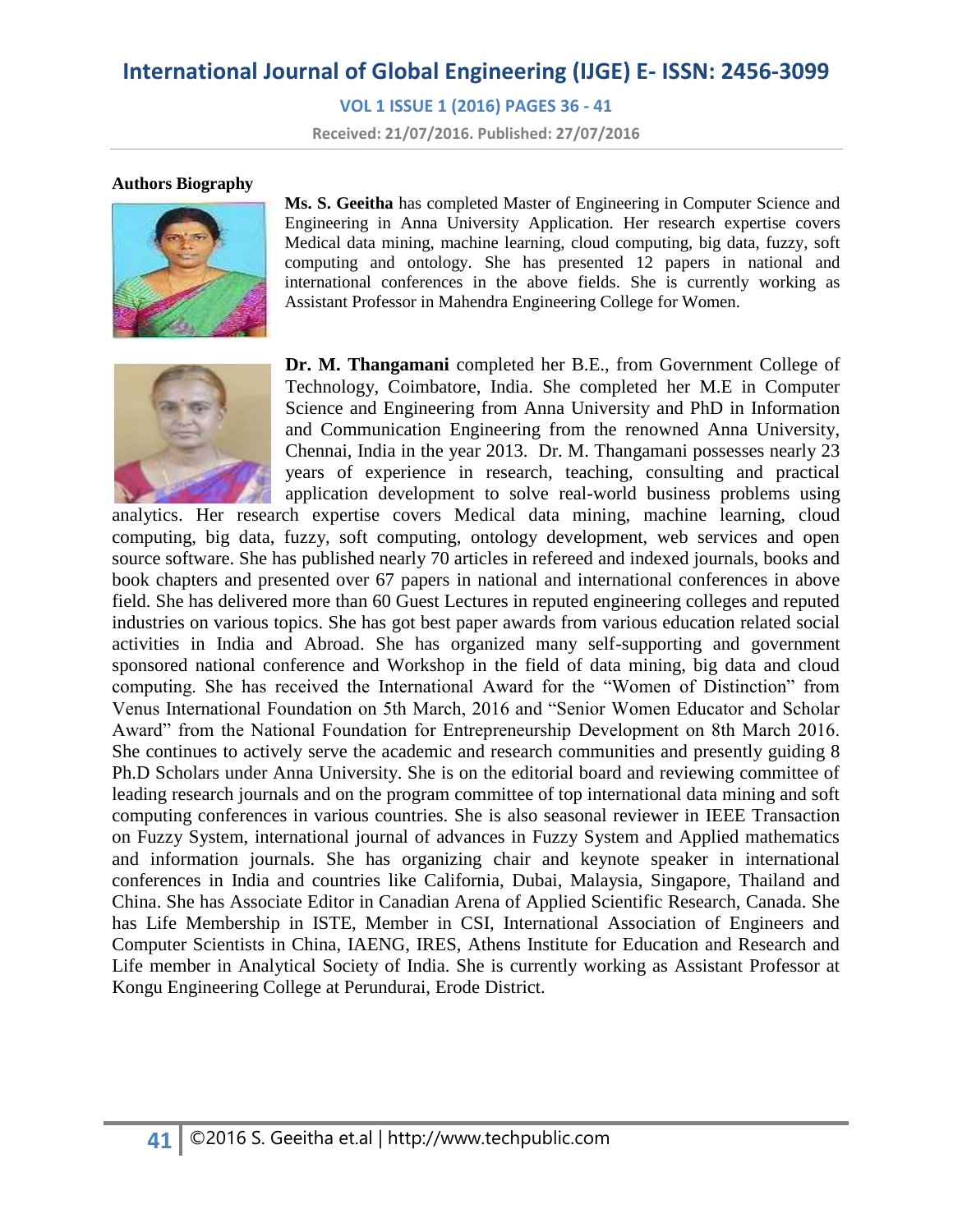**Authors Biography**

**Ms. S. Geeitha** has completed Master of Engineering in Computer Science and Engineering in Anna University Application. Her research expertise covers Medical data mining, machine learning, cloud computing, big data, fuzzy, soft computing and ontology. She has presented 12 papers in national and international conferences in the above fields. She is currently working as Assistant Professor in Mahendra Engineering College for Women.

**Dr. M. Thangamani** completed her B.E., from Government College of Technology, Coimbatore, India. She completed her M.E in Computer Science and Engineering from Anna University and PhD in Information and Communication Engineering from the renowned Anna University, Chennai, India in the year 2013. Dr. M. Thangamani possesses nearly 23 years of experience in research, teaching, consulting and practical application development to solve real-world business problems using analytics. Her research expertise covers Medical data mining, machine learning, cloud computing, big data, fuzzy, soft computing, ontology development, web services and open source software. She has published nearly 70 articles in refereed and indexed journals, books and book chapters and presented over 67 papers in national and international conferences in above field. She has delivered more than 60 Guest Lectures in reputed engineering colleges and reputed industries on various topics. She has got best paper awards from various education related social activities in India and Abroad. She has organized many self-supporting and government sponsored national conference and Workshop in the field of data mining, big data and cloud computing. She has received the International Award for the "Women of Distinction" from Venus International Foundation on 5th March, 2016 and "Senior Women Educator and Scholar Award" from the National Foundation for Entrepreneurship Development on 8th March 2016. She continues to actively serve the academic and research communities and presently guiding 8 Ph.D Scholars under Anna University. She is on the editorial board and reviewing committee of leading research journals and on the program committee of top international data mining and soft computing conferences in various countries. She is also seasonal reviewer in IEEE Transaction on Fuzzy System, international journal of advances in Fuzzy System and Applied mathematics and information journals. She has organizing chair and keynote speaker in international conferences in India and countries like California, Dubai, Malaysia, Singapore, Thailand and China. She has Associate Editor in Canadian Arena of Applied Scientific Research, Canada. She has Life Membership in ISTE, Member in CSI, International Association of Engineers and Computer Scientists in China, IAENG, IRES, Athens Institute for Education and Research and Life member in Analytical Society of India. She is currently working as Assistant Professor at Kongu Engineering College at Perundurai, Erode District.